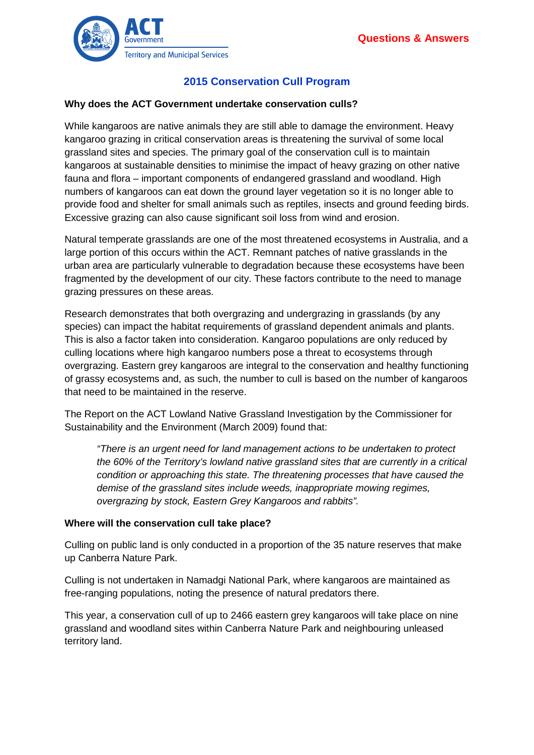ACT Government
Territory and Municipal Services

**Questions & Answers**

# 2015 Conservation Cull Program

**Why does the ACT Government undertake conservation culls?**

While kangaroos are native animals they are still able to damage the environment. Heavy kangaroo grazing in critical conservation areas is threatening the survival of some local grassland sites and species. The primary goal of the conservation cull is to maintain kangaroos at sustainable densities to minimise the impact of heavy grazing on other native fauna and flora – important components of endangered grassland and woodland. High numbers of kangaroos can eat down the ground layer vegetation so it is no longer able to provide food and shelter for small animals such as reptiles, insects and ground feeding birds. Excessive grazing can also cause significant soil loss from wind and erosion.

Natural temperate grasslands are one of the most threatened ecosystems in Australia, and a large portion of this occurs within the ACT. Remnant patches of native grasslands in the urban area are particularly vulnerable to degradation because these ecosystems have been fragmented by the development of our city. These factors contribute to the need to manage grazing pressures on these areas.

Research demonstrates that both overgrazing and undergrazing in grasslands (by any species) can impact the habitat requirements of grassland dependent animals and plants. This is also a factor taken into consideration. Kangaroo populations are only reduced by culling locations where high kangaroo numbers pose a threat to ecosystems through overgrazing. Eastern grey kangaroos are integral to the conservation and healthy functioning of grassy ecosystems and, as such, the number to cull is based on the number of kangaroos that need to be maintained in the reserve.

The Report on the ACT Lowland Native Grassland Investigation by the Commissioner for Sustainability and the Environment (March 2009) found that:

> *"There is an urgent need for land management actions to be undertaken to protect the 60% of the Territory's lowland native grassland sites that are currently in a critical condition or approaching this state. The threatening processes that have caused the demise of the grassland sites include weeds, inappropriate mowing regimes, overgrazing by stock, Eastern Grey Kangaroos and rabbits".*

**Where will the conservation cull take place?**

Culling on public land is only conducted in a proportion of the 35 nature reserves that make up Canberra Nature Park.

Culling is not undertaken in Namadgi National Park, where kangaroos are maintained as free-ranging populations, noting the presence of natural predators there.

This year, a conservation cull of up to 2466 eastern grey kangaroos will take place on nine grassland and woodland sites within Canberra Nature Park and neighbouring unleased territory land.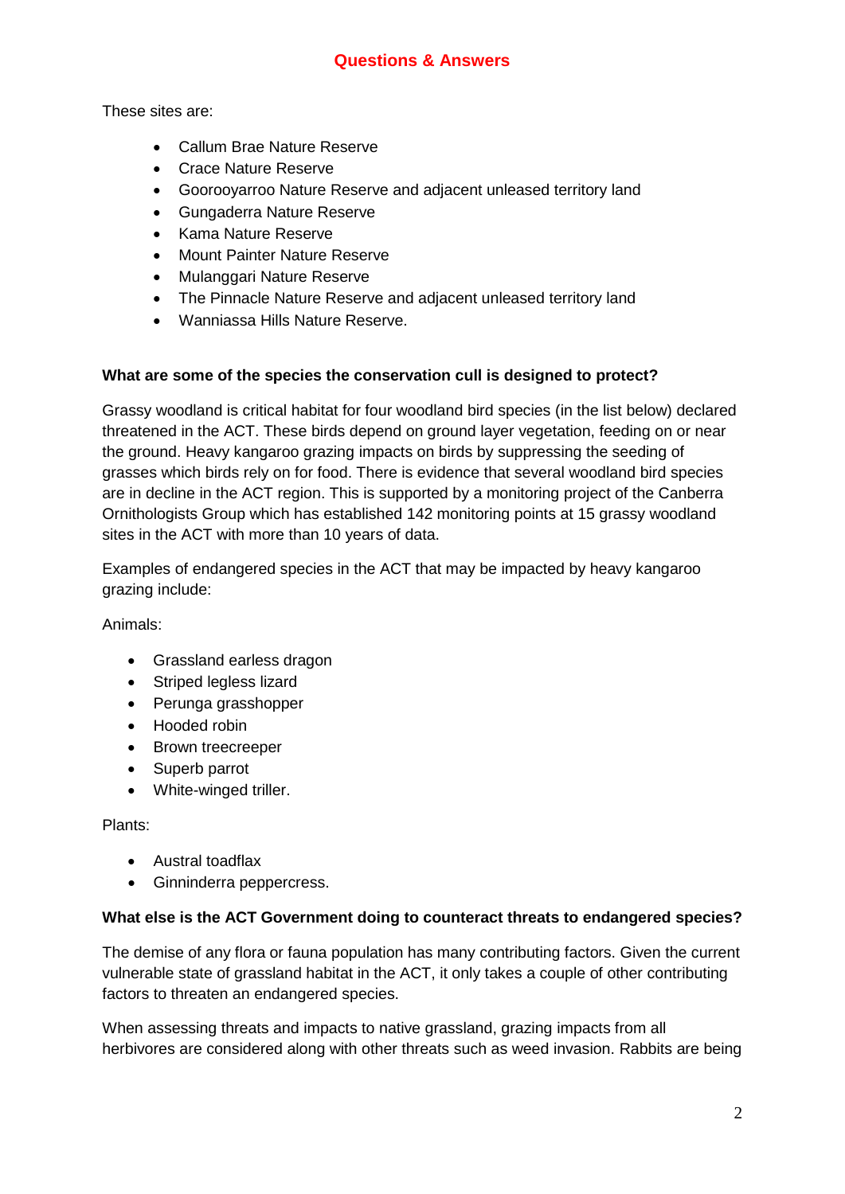These sites are:

- Callum Brae Nature Reserve
- Crace Nature Reserve
- Goorooyarroo Nature Reserve and adjacent unleased territory land
- Gungaderra Nature Reserve
- Kama Nature Reserve
- Mount Painter Nature Reserve
- Mulanggari Nature Reserve
- The Pinnacle Nature Reserve and adjacent unleased territory land
- Wanniassa Hills Nature Reserve.

**What are some of the species the conservation cull is designed to protect?**

Grassy woodland is critical habitat for four woodland bird species (in the list below) declared threatened in the ACT. These birds depend on ground layer vegetation, feeding on or near the ground. Heavy kangaroo grazing impacts on birds by suppressing the seeding of grasses which birds rely on for food. There is evidence that several woodland bird species are in decline in the ACT region. This is supported by a monitoring project of the Canberra Ornithologists Group which has established 142 monitoring points at 15 grassy woodland sites in the ACT with more than 10 years of data.

Examples of endangered species in the ACT that may be impacted by heavy kangaroo grazing include:

Animals:

- Grassland earless dragon
- Striped legless lizard
- Perunga grasshopper
- Hooded robin
- Brown treecreeper
- Superb parrot
- White-winged triller.

Plants:

- Austral toadflax
- Ginninderra peppercress.

**What else is the ACT Government doing to counteract threats to endangered species?**

The demise of any flora or fauna population has many contributing factors. Given the current vulnerable state of grassland habitat in the ACT, it only takes a couple of other contributing factors to threaten an endangered species.

When assessing threats and impacts to native grassland, grazing impacts from all herbivores are considered along with other threats such as weed invasion. Rabbits are being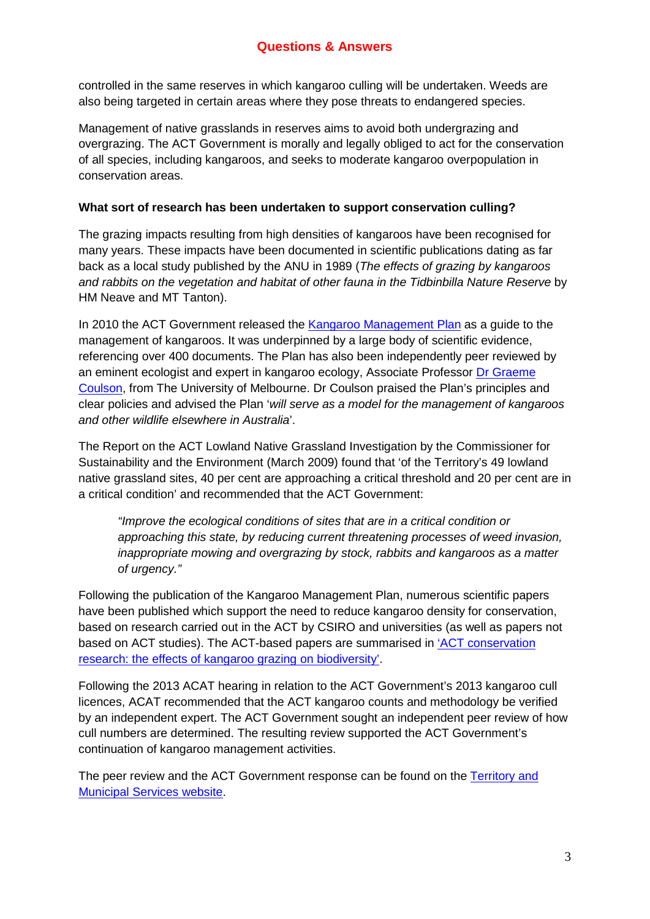controlled in the same reserves in which kangaroo culling will be undertaken. Weeds are also being targeted in certain areas where they pose threats to endangered species.

Management of native grasslands in reserves aims to avoid both undergrazing and overgrazing. The ACT Government is morally and legally obliged to act for the conservation of all species, including kangaroos, and seeks to moderate kangaroo overpopulation in conservation areas.

**What sort of research has been undertaken to support conservation culling?**

The grazing impacts resulting from high densities of kangaroos have been recognised for many years. These impacts have been documented in scientific publications dating as far back as a local study published by the ANU in 1989 (*The effects of grazing by kangaroos and rabbits on the vegetation and habitat of other fauna in the Tidbinbilla Nature Reserve* by HM Neave and MT Tanton).

In 2010 the ACT Government released the Kangaroo Management Plan as a guide to the management of kangaroos. It was underpinned by a large body of scientific evidence, referencing over 400 documents. The Plan has also been independently peer reviewed by an eminent ecologist and expert in kangaroo ecology, Associate Professor Dr Graeme Coulson, from The University of Melbourne. Dr Coulson praised the Plan's principles and clear policies and advised the Plan '*will serve as a model for the management of kangaroos and other wildlife elsewhere in Australia*'.

The Report on the ACT Lowland Native Grassland Investigation by the Commissioner for Sustainability and the Environment (March 2009) found that 'of the Territory's 49 lowland native grassland sites, 40 per cent are approaching a critical threshold and 20 per cent are in a critical condition' and recommended that the ACT Government:

> *"Improve the ecological conditions of sites that are in a critical condition or approaching this state, by reducing current threatening processes of weed invasion, inappropriate mowing and overgrazing by stock, rabbits and kangaroos as a matter of urgency."*

Following the publication of the Kangaroo Management Plan, numerous scientific papers have been published which support the need to reduce kangaroo density for conservation, based on research carried out in the ACT by CSIRO and universities (as well as papers not based on ACT studies). The ACT-based papers are summarised in 'ACT conservation research: the effects of kangaroo grazing on biodiversity'.

Following the 2013 ACAT hearing in relation to the ACT Government's 2013 kangaroo cull licences, ACAT recommended that the ACT kangaroo counts and methodology be verified by an independent expert. The ACT Government sought an independent peer review of how cull numbers are determined. The resulting review supported the ACT Government's continuation of kangaroo management activities.

The peer review and the ACT Government response can be found on the Territory and Municipal Services website.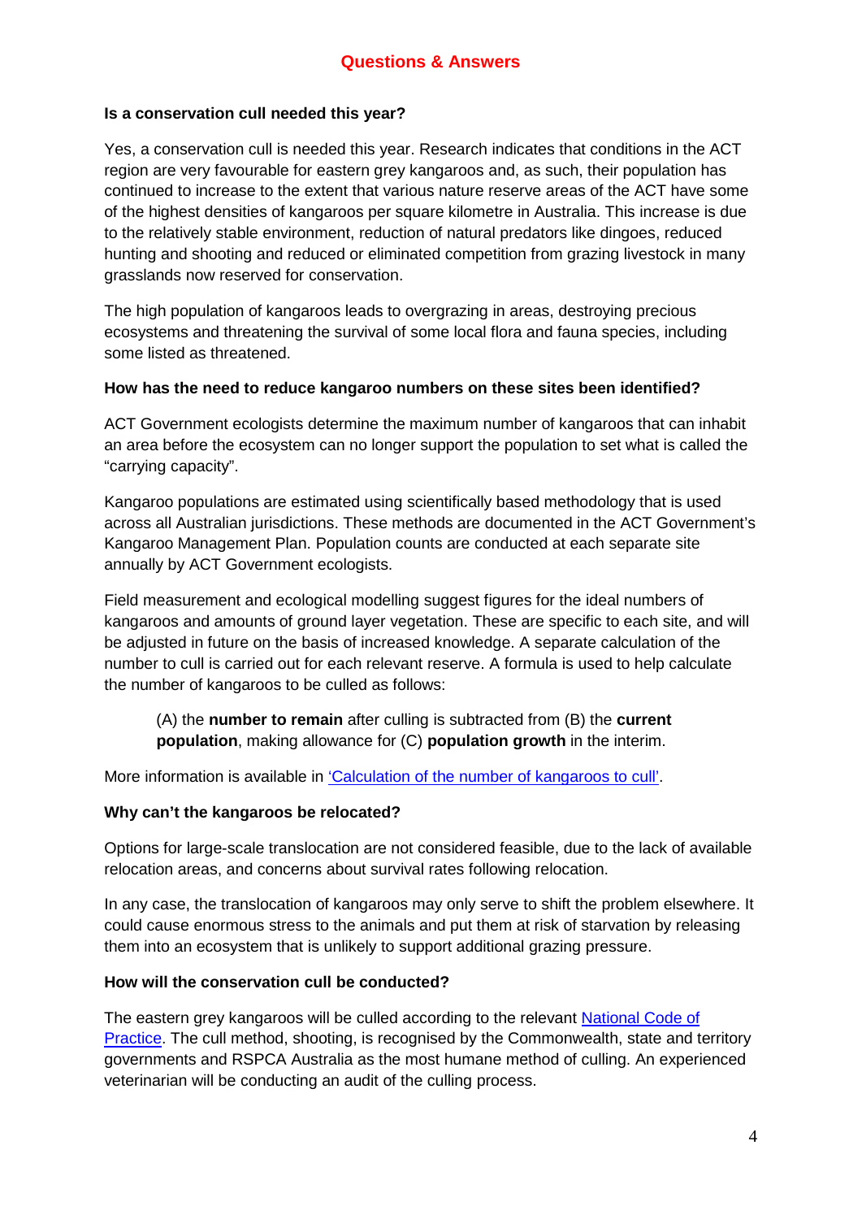## Questions & Answers

**Is a conservation cull needed this year?**

Yes, a conservation cull is needed this year. Research indicates that conditions in the ACT region are very favourable for eastern grey kangaroos and, as such, their population has continued to increase to the extent that various nature reserve areas of the ACT have some of the highest densities of kangaroos per square kilometre in Australia. This increase is due to the relatively stable environment, reduction of natural predators like dingoes, reduced hunting and shooting and reduced or eliminated competition from grazing livestock in many grasslands now reserved for conservation.

The high population of kangaroos leads to overgrazing in areas, destroying precious ecosystems and threatening the survival of some local flora and fauna species, including some listed as threatened.

**How has the need to reduce kangaroo numbers on these sites been identified?**

ACT Government ecologists determine the maximum number of kangaroos that can inhabit an area before the ecosystem can no longer support the population to set what is called the "carrying capacity".

Kangaroo populations are estimated using scientifically based methodology that is used across all Australian jurisdictions. These methods are documented in the ACT Government's Kangaroo Management Plan. Population counts are conducted at each separate site annually by ACT Government ecologists.

Field measurement and ecological modelling suggest figures for the ideal numbers of kangaroos and amounts of ground layer vegetation. These are specific to each site, and will be adjusted in future on the basis of increased knowledge. A separate calculation of the number to cull is carried out for each relevant reserve. A formula is used to help calculate the number of kangaroos to be culled as follows:

> (A) the **number to remain** after culling is subtracted from (B) the **current population**, making allowance for (C) **population growth** in the interim.

More information is available in 'Calculation of the number of kangaroos to cull'.

**Why can't the kangaroos be relocated?**

Options for large-scale translocation are not considered feasible, due to the lack of available relocation areas, and concerns about survival rates following relocation.

In any case, the translocation of kangaroos may only serve to shift the problem elsewhere. It could cause enormous stress to the animals and put them at risk of starvation by releasing them into an ecosystem that is unlikely to support additional grazing pressure.

**How will the conservation cull be conducted?**

The eastern grey kangaroos will be culled according to the relevant National Code of Practice. The cull method, shooting, is recognised by the Commonwealth, state and territory governments and RSPCA Australia as the most humane method of culling. An experienced veterinarian will be conducting an audit of the culling process.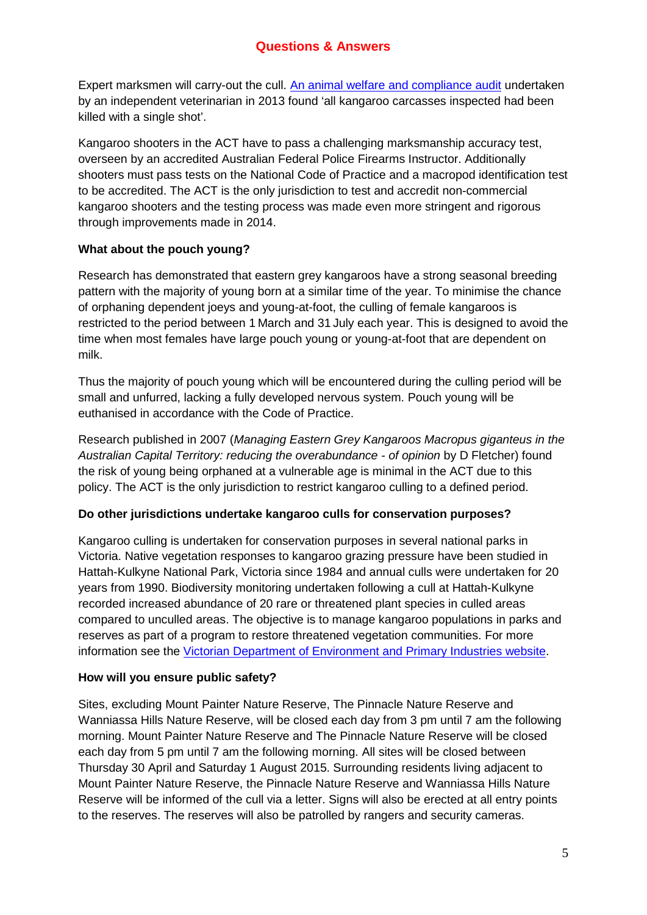Expert marksmen will carry-out the cull. [An animal welfare and compliance audit] undertaken by an independent veterinarian in 2013 found 'all kangaroo carcasses inspected had been killed with a single shot'.

Kangaroo shooters in the ACT have to pass a challenging marksmanship accuracy test, overseen by an accredited Australian Federal Police Firearms Instructor. Additionally shooters must pass tests on the National Code of Practice and a macropod identification test to be accredited. The ACT is the only jurisdiction to test and accredit non-commercial kangaroo shooters and the testing process was made even more stringent and rigorous through improvements made in 2014.

**What about the pouch young?**

Research has demonstrated that eastern grey kangaroos have a strong seasonal breeding pattern with the majority of young born at a similar time of the year. To minimise the chance of orphaning dependent joeys and young-at-foot, the culling of female kangaroos is restricted to the period between 1 March and 31 July each year. This is designed to avoid the time when most females have large pouch young or young-at-foot that are dependent on milk.

Thus the majority of pouch young which will be encountered during the culling period will be small and unfurred, lacking a fully developed nervous system. Pouch young will be euthanised in accordance with the Code of Practice.

Research published in 2007 (*Managing Eastern Grey Kangaroos Macropus giganteus in the Australian Capital Territory: reducing the overabundance - of opinion* by D Fletcher) found the risk of young being orphaned at a vulnerable age is minimal in the ACT due to this policy. The ACT is the only jurisdiction to restrict kangaroo culling to a defined period.

**Do other jurisdictions undertake kangaroo culls for conservation purposes?**

Kangaroo culling is undertaken for conservation purposes in several national parks in Victoria. Native vegetation responses to kangaroo grazing pressure have been studied in Hattah-Kulkyne National Park, Victoria since 1984 and annual culls were undertaken for 20 years from 1990. Biodiversity monitoring undertaken following a cull at Hattah-Kulkyne recorded increased abundance of 20 rare or threatened plant species in culled areas compared to unculled areas. The objective is to manage kangaroo populations in parks and reserves as part of a program to restore threatened vegetation communities. For more information see the [Victorian Department of Environment and Primary Industries website].

**How will you ensure public safety?**

Sites, excluding Mount Painter Nature Reserve, The Pinnacle Nature Reserve and Wanniassa Hills Nature Reserve, will be closed each day from 3 pm until 7 am the following morning. Mount Painter Nature Reserve and The Pinnacle Nature Reserve will be closed each day from 5 pm until 7 am the following morning. All sites will be closed between Thursday 30 April and Saturday 1 August 2015. Surrounding residents living adjacent to Mount Painter Nature Reserve, the Pinnacle Nature Reserve and Wanniassa Hills Nature Reserve will be informed of the cull via a letter. Signs will also be erected at all entry points to the reserves. The reserves will also be patrolled by rangers and security cameras.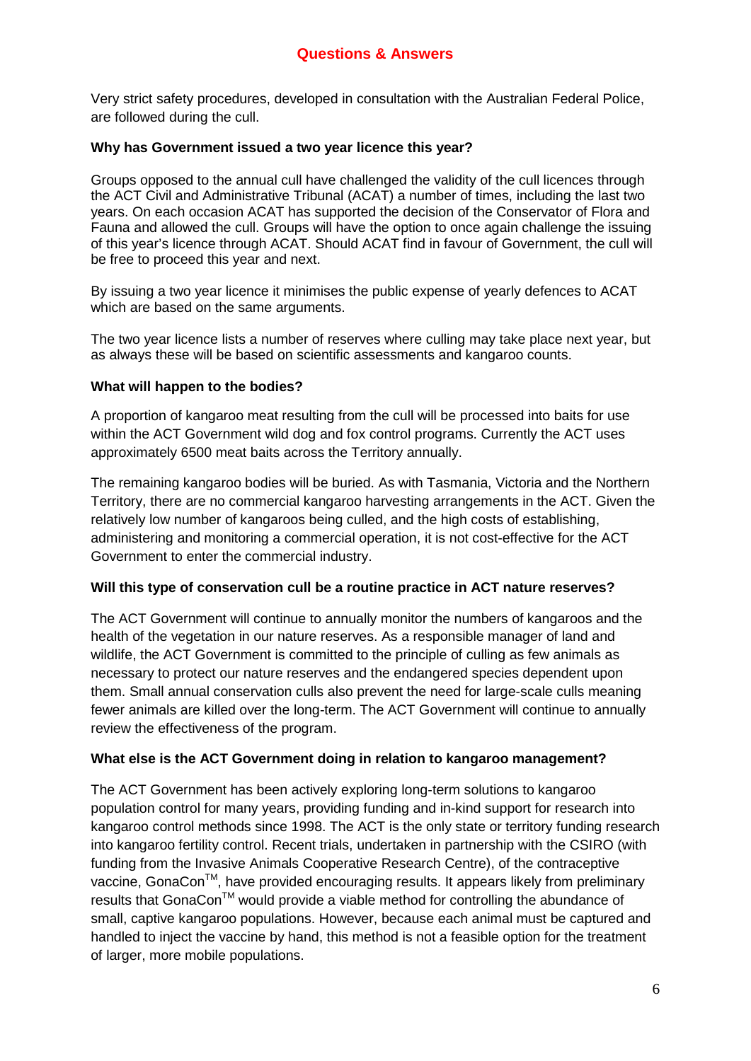Very strict safety procedures, developed in consultation with the Australian Federal Police, are followed during the cull.

**Why has Government issued a two year licence this year?**

Groups opposed to the annual cull have challenged the validity of the cull licences through the ACT Civil and Administrative Tribunal (ACAT) a number of times, including the last two years. On each occasion ACAT has supported the decision of the Conservator of Flora and Fauna and allowed the cull. Groups will have the option to once again challenge the issuing of this year's licence through ACAT. Should ACAT find in favour of Government, the cull will be free to proceed this year and next.

By issuing a two year licence it minimises the public expense of yearly defences to ACAT which are based on the same arguments.

The two year licence lists a number of reserves where culling may take place next year, but as always these will be based on scientific assessments and kangaroo counts.

**What will happen to the bodies?**

A proportion of kangaroo meat resulting from the cull will be processed into baits for use within the ACT Government wild dog and fox control programs. Currently the ACT uses approximately 6500 meat baits across the Territory annually.

The remaining kangaroo bodies will be buried. As with Tasmania, Victoria and the Northern Territory, there are no commercial kangaroo harvesting arrangements in the ACT. Given the relatively low number of kangaroos being culled, and the high costs of establishing, administering and monitoring a commercial operation, it is not cost-effective for the ACT Government to enter the commercial industry.

**Will this type of conservation cull be a routine practice in ACT nature reserves?**

The ACT Government will continue to annually monitor the numbers of kangaroos and the health of the vegetation in our nature reserves. As a responsible manager of land and wildlife, the ACT Government is committed to the principle of culling as few animals as necessary to protect our nature reserves and the endangered species dependent upon them. Small annual conservation culls also prevent the need for large-scale culls meaning fewer animals are killed over the long-term. The ACT Government will continue to annually review the effectiveness of the program.

**What else is the ACT Government doing in relation to kangaroo management?**

The ACT Government has been actively exploring long-term solutions to kangaroo population control for many years, providing funding and in-kind support for research into kangaroo control methods since 1998. The ACT is the only state or territory funding research into kangaroo fertility control. Recent trials, undertaken in partnership with the CSIRO (with funding from the Invasive Animals Cooperative Research Centre), of the contraceptive vaccine, GonaCon™, have provided encouraging results. It appears likely from preliminary results that GonaCon™ would provide a viable method for controlling the abundance of small, captive kangaroo populations. However, because each animal must be captured and handled to inject the vaccine by hand, this method is not a feasible option for the treatment of larger, more mobile populations.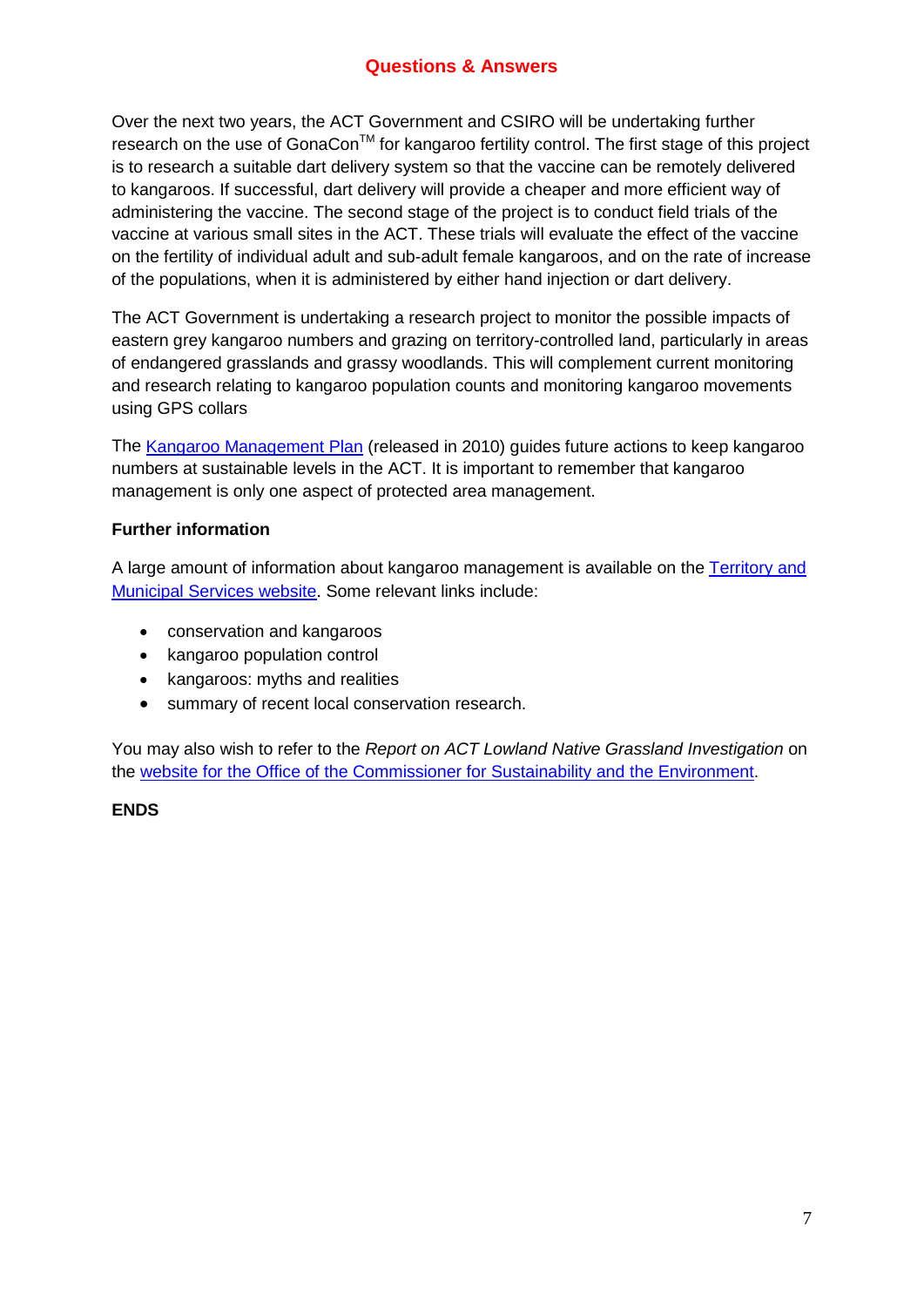## Questions & Answers

Over the next two years, the ACT Government and CSIRO will be undertaking further research on the use of GonaCon$^{TM}$ for kangaroo fertility control. The first stage of this project is to research a suitable dart delivery system so that the vaccine can be remotely delivered to kangaroos. If successful, dart delivery will provide a cheaper and more efficient way of administering the vaccine. The second stage of the project is to conduct field trials of the vaccine at various small sites in the ACT. These trials will evaluate the effect of the vaccine on the fertility of individual adult and sub-adult female kangaroos, and on the rate of increase of the populations, when it is administered by either hand injection or dart delivery.

The ACT Government is undertaking a research project to monitor the possible impacts of eastern grey kangaroo numbers and grazing on territory-controlled land, particularly in areas of endangered grasslands and grassy woodlands. This will complement current monitoring and research relating to kangaroo population counts and monitoring kangaroo movements using GPS collars

The Kangaroo Management Plan (released in 2010) guides future actions to keep kangaroo numbers at sustainable levels in the ACT. It is important to remember that kangaroo management is only one aspect of protected area management.

**Further information**

A large amount of information about kangaroo management is available on the Territory and Municipal Services website. Some relevant links include:

- conservation and kangaroos
- kangaroo population control
- kangaroos: myths and realities
- summary of recent local conservation research.

You may also wish to refer to the *Report on ACT Lowland Native Grassland Investigation* on the website for the Office of the Commissioner for Sustainability and the Environment.

**ENDS**